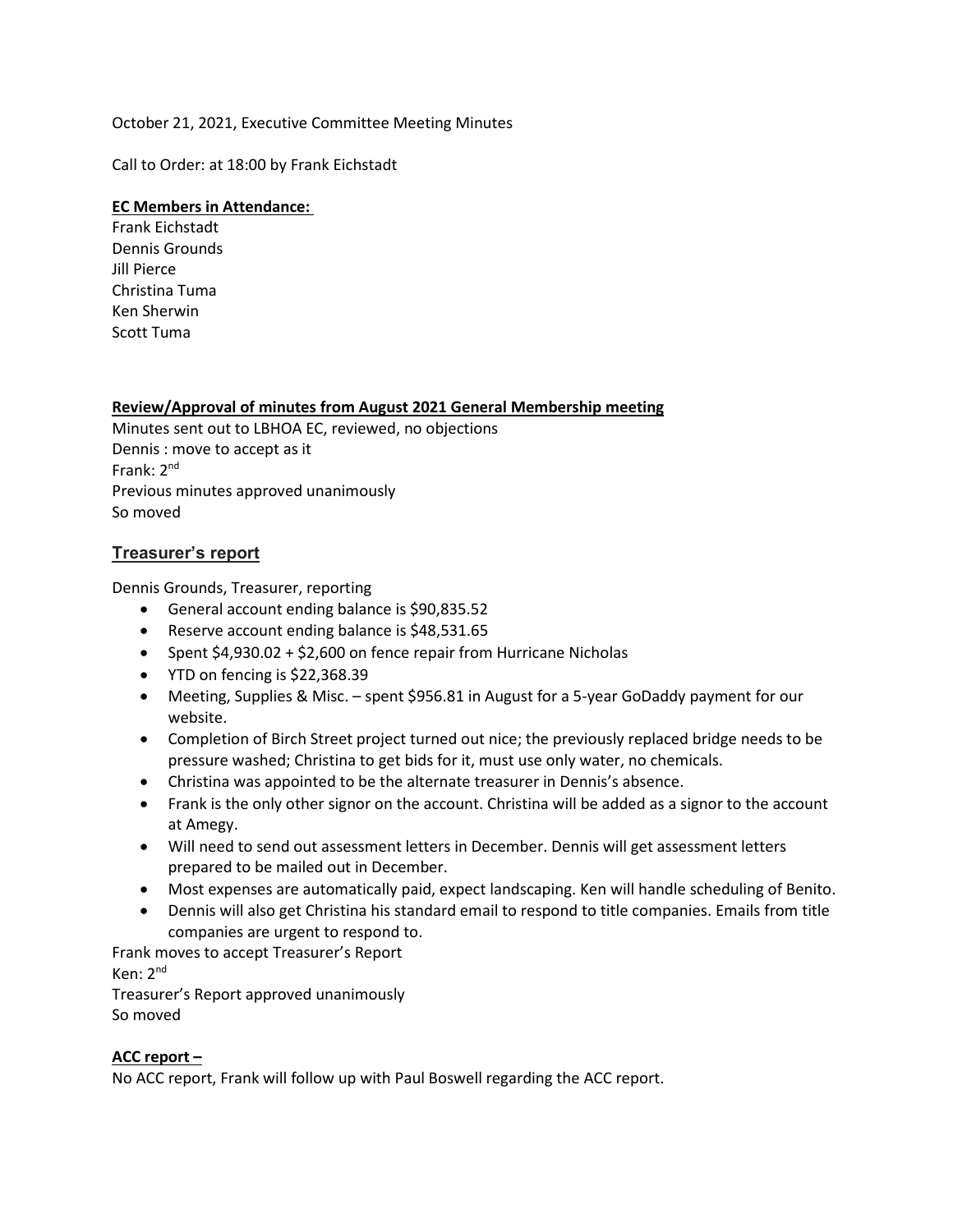October 21, 2021, Executive Committee Meeting Minutes

Call to Order: at 18:00 by Frank Eichstadt

**EC Members in Attendance:**

Frank Eichstadt
Dennis Grounds
Jill Pierce
Christina Tuma
Ken Sherwin
Scott Tuma

**Review/Approval of minutes from August 2021 General Membership meeting**

Minutes sent out to LBHOA EC, reviewed, no objections
Dennis : move to accept as it
Frank: 2nd
Previous minutes approved unanimously
So moved

## Treasurer's report

Dennis Grounds, Treasurer, reporting

- General account ending balance is $90,835.52
- Reserve account ending balance is $48,531.65
- Spent $4,930.02 + $2,600 on fence repair from Hurricane Nicholas
- YTD on fencing is $22,368.39
- Meeting, Supplies & Misc. – spent $956.81 in August for a 5-year GoDaddy payment for our website.
- Completion of Birch Street project turned out nice; the previously replaced bridge needs to be pressure washed; Christina to get bids for it, must use only water, no chemicals.
- Christina was appointed to be the alternate treasurer in Dennis's absence.
- Frank is the only other signor on the account. Christina will be added as a signor to the account at Amegy.
- Will need to send out assessment letters in December. Dennis will get assessment letters prepared to be mailed out in December.
- Most expenses are automatically paid, expect landscaping. Ken will handle scheduling of Benito.
- Dennis will also get Christina his standard email to respond to title companies. Emails from title companies are urgent to respond to.

Frank moves to accept Treasurer's Report
Ken: 2nd
Treasurer's Report approved unanimously
So moved

**ACC report –**

No ACC report, Frank will follow up with Paul Boswell regarding the ACC report.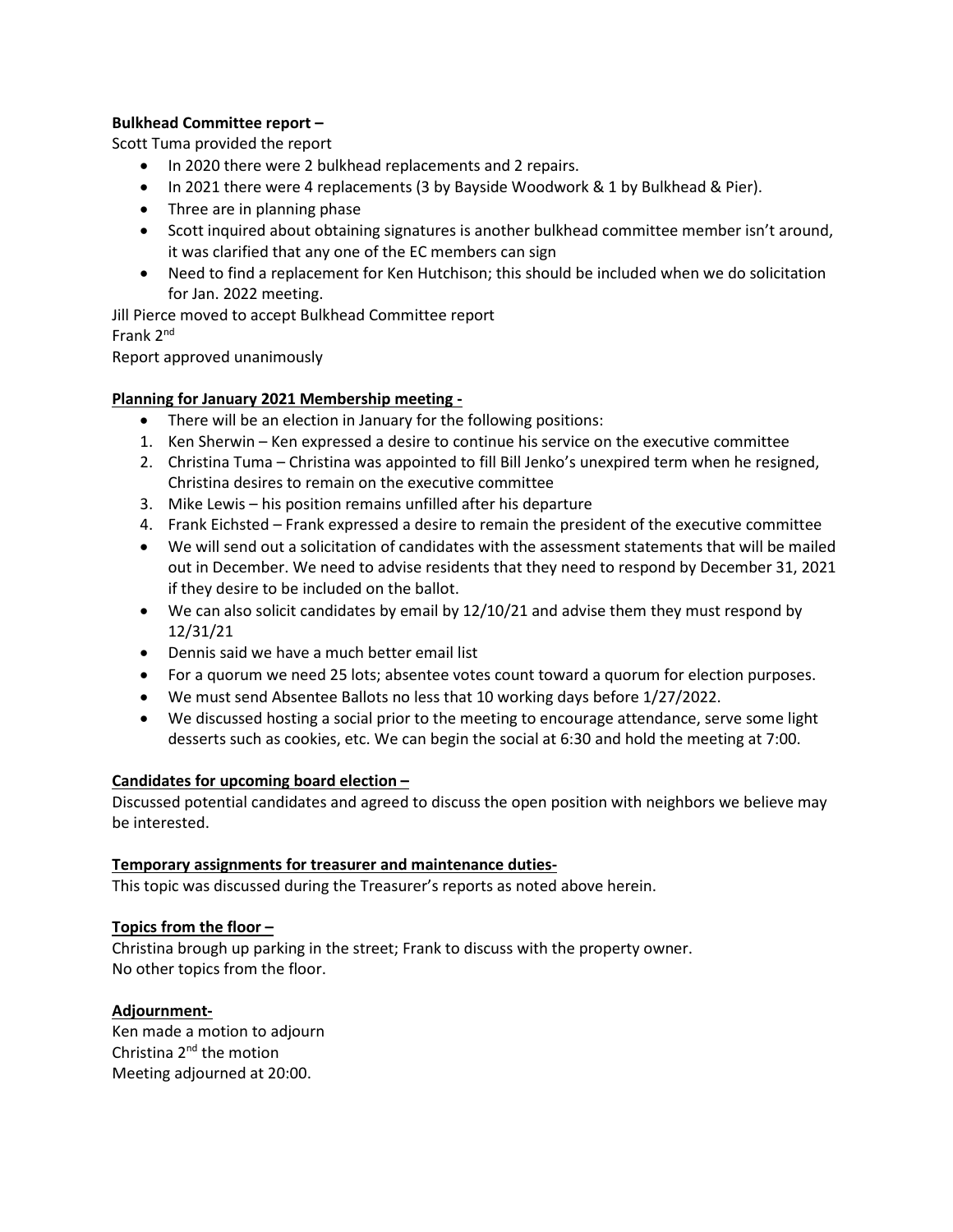**Bulkhead Committee report –**

Scott Tuma provided the report

- In 2020 there were 2 bulkhead replacements and 2 repairs.
- In 2021 there were 4 replacements (3 by Bayside Woodwork & 1 by Bulkhead & Pier).
- Three are in planning phase
- Scott inquired about obtaining signatures is another bulkhead committee member isn't around, it was clarified that any one of the EC members can sign
- Need to find a replacement for Ken Hutchison; this should be included when we do solicitation for Jan. 2022 meeting.

Jill Pierce moved to accept Bulkhead Committee report

Frank 2nd

Report approved unanimously

**Planning for January 2021 Membership meeting -**

- There will be an election in January for the following positions:

1. Ken Sherwin – Ken expressed a desire to continue his service on the executive committee
2. Christina Tuma – Christina was appointed to fill Bill Jenko's unexpired term when he resigned, Christina desires to remain on the executive committee
3. Mike Lewis – his position remains unfilled after his departure
4. Frank Eichsted – Frank expressed a desire to remain the president of the executive committee

- We will send out a solicitation of candidates with the assessment statements that will be mailed out in December. We need to advise residents that they need to respond by December 31, 2021 if they desire to be included on the ballot.
- We can also solicit candidates by email by 12/10/21 and advise them they must respond by 12/31/21
- Dennis said we have a much better email list
- For a quorum we need 25 lots; absentee votes count toward a quorum for election purposes.
- We must send Absentee Ballots no less that 10 working days before 1/27/2022.
- We discussed hosting a social prior to the meeting to encourage attendance, serve some light desserts such as cookies, etc. We can begin the social at 6:30 and hold the meeting at 7:00.

**Candidates for upcoming board election –**

Discussed potential candidates and agreed to discuss the open position with neighbors we believe may be interested.

**Temporary assignments for treasurer and maintenance duties-**

This topic was discussed during the Treasurer's reports as noted above herein.

**Topics from the floor –**

Christina brough up parking in the street; Frank to discuss with the property owner.

No other topics from the floor.

**Adjournment-**

Ken made a motion to adjourn

Christina 2nd the motion

Meeting adjourned at 20:00.